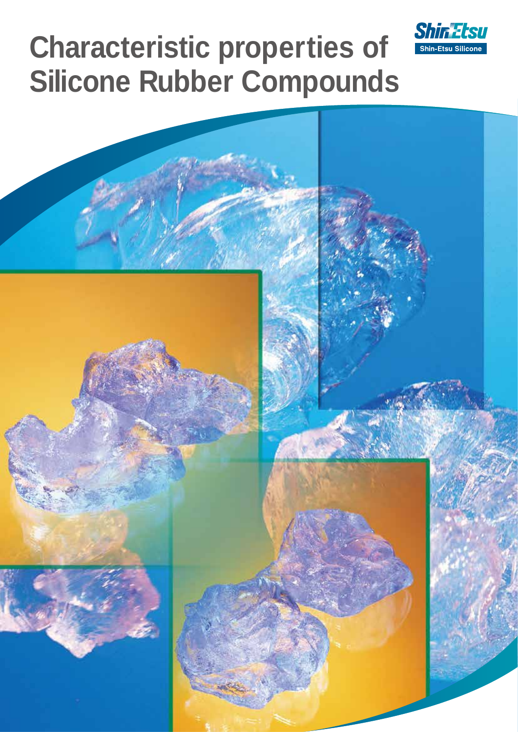# Characteristic properties of Silicone Rubber Compounds

Shin-Etsu

Shin-Etsu Silicone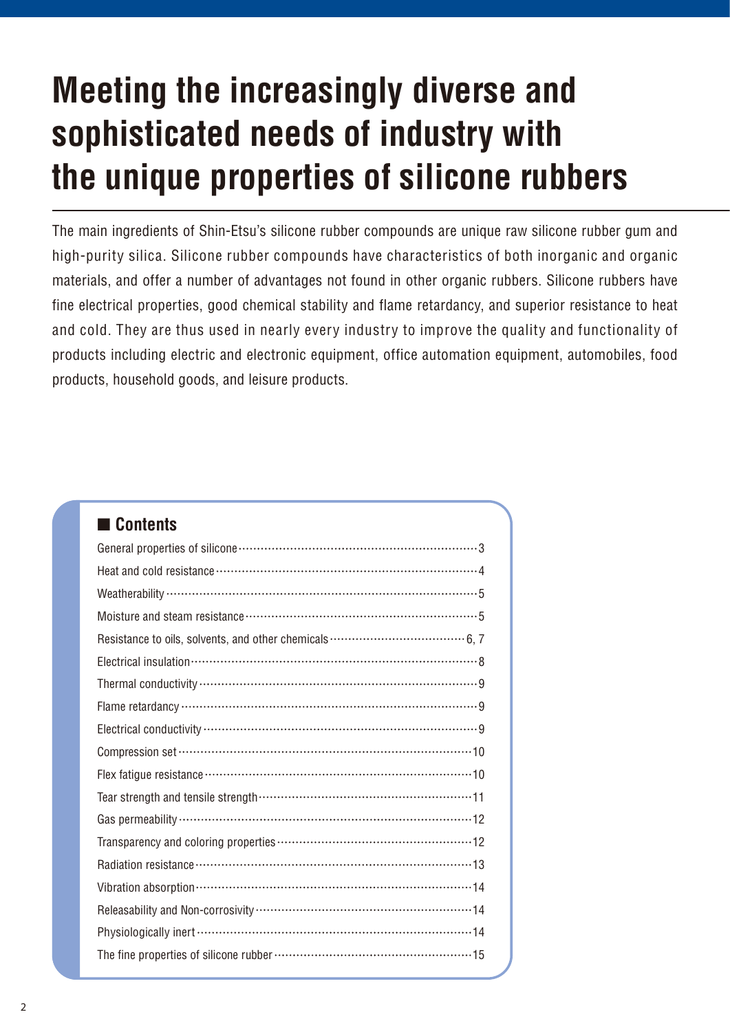# Meeting the increasingly diverse and sophisticated needs of industry with the unique properties of silicone rubbers

The main ingredients of Shin-Etsu's silicone rubber compounds are unique raw silicone rubber gum and high-purity silica. Silicone rubber compounds have characteristics of both inorganic and organic materials, and offer a number of advantages not found in other organic rubbers. Silicone rubbers have fine electrical properties, good chemical stability and flame retardancy, and superior resistance to heat and cold. They are thus used in nearly every industry to improve the quality and functionality of products including electric and electronic equipment, office automation equipment, automobiles, food products, household goods, and leisure products.

## ■ Contents

| | |
|---|---|
| General properties of silicone | 3 |
| Heat and cold resistance | 4 |
| Weatherability | 5 |
| Moisture and steam resistance | 5 |
| Resistance to oils, solvents, and other chemicals | 6, 7 |
| Electrical insulation | 8 |
| Thermal conductivity | 9 |
| Flame retardancy | 9 |
| Electrical conductivity | 9 |
| Compression set | 10 |
| Flex fatigue resistance | 10 |
| Tear strength and tensile strength | 11 |
| Gas permeability | 12 |
| Transparency and coloring properties | 12 |
| Radiation resistance | 13 |
| Vibration absorption | 14 |
| Releasability and Non-corrosivity | 14 |
| Physiologically inert | 14 |
| The fine properties of silicone rubber | 15 |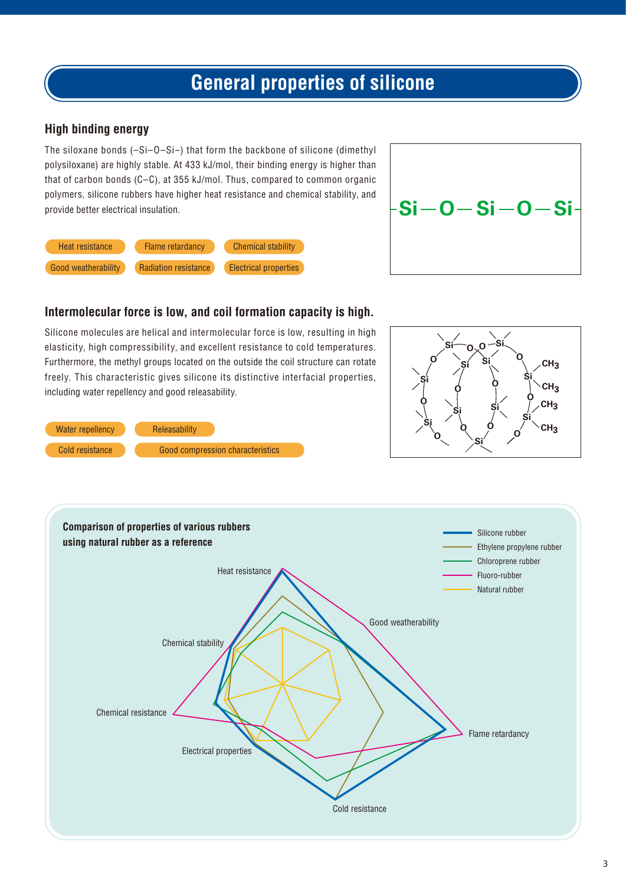# General properties of silicone

## High binding energy

The siloxane bonds (–Si–O–Si–) that form the backbone of silicone (dimethyl polysiloxane) are highly stable. At 433 kJ/mol, their binding energy is higher than that of carbon bonds (C–C), at 355 kJ/mol. Thus, compared to common organic polymers, silicone rubbers have higher heat resistance and chemical stability, and provide better electrical insulation.

- Heat resistance
- Flame retardancy
- Chemical stability
- Good weatherability
- Radiation resistance
- Electrical properties

-Si—O—Si—O—Si-

## Intermolecular force is low, and coil formation capacity is high.

Silicone molecules are helical and intermolecular force is low, resulting in high elasticity, high compressibility, and excellent resistance to cold temperatures. Furthermore, the methyl groups located on the outside the coil structure can rotate freely. This characteristic gives silicone its distinctive interfacial properties, including water repellency and good releasability.

- Water repellency
- Releasability
- Cold resistance
- Good compression characteristics

**Comparison of properties of various rubbers using natural rubber as a reference**

Axes: Heat resistance, Good weatherability, Flame retardancy, Cold resistance, Electrical properties, Chemical resistance, Chemical stability

Legend: Silicone rubber, Ethylene propylene rubber, Chloroprene rubber, Fluoro-rubber, Natural rubber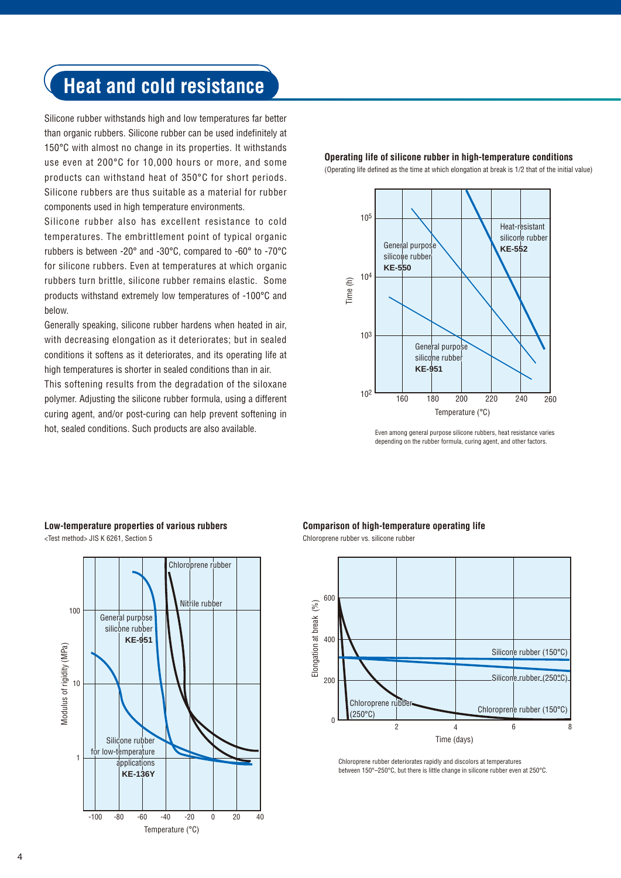# Heat and cold resistance

Silicone rubber withstands high and low temperatures far better than organic rubbers. Silicone rubber can be used indefinitely at 150°C with almost no change in its properties. It withstands use even at 200°C for 10,000 hours or more, and some products can withstand heat of 350°C for short periods. Silicone rubbers are thus suitable as a material for rubber components used in high temperature environments.

Silicone rubber also has excellent resistance to cold temperatures. The embrittlement point of typical organic rubbers is between -20° and -30°C, compared to -60° to -70°C for silicone rubbers. Even at temperatures at which organic rubbers turn brittle, silicone rubber remains elastic. Some products withstand extremely low temperatures of -100°C and below.

Generally speaking, silicone rubber hardens when heated in air, with decreasing elongation as it deteriorates; but in sealed conditions it softens as it deteriorates, and its operating life at high temperatures is shorter in sealed conditions than in air.

This softening results from the degradation of the siloxane polymer. Adjusting the silicone rubber formula, using a different curing agent, and/or post-curing can help prevent softening in hot, sealed conditions. Such products are also available.

**Operating life of silicone rubber in high-temperature conditions**

(Operating life defined as the time at which elongation at break is 1/2 that of the initial value)

Even among general purpose silicone rubbers, heat resistance varies depending on the rubber formula, curing agent, and other factors.

**Low-temperature properties of various rubbers**

<Test method> JIS K 6261, Section 5

**Comparison of high-temperature operating life**

Chloroprene rubber vs. silicone rubber

Chloroprene rubber deteriorates rapidly and discolors at temperatures between 150°–250°C, but there is little change in silicone rubber even at 250°C.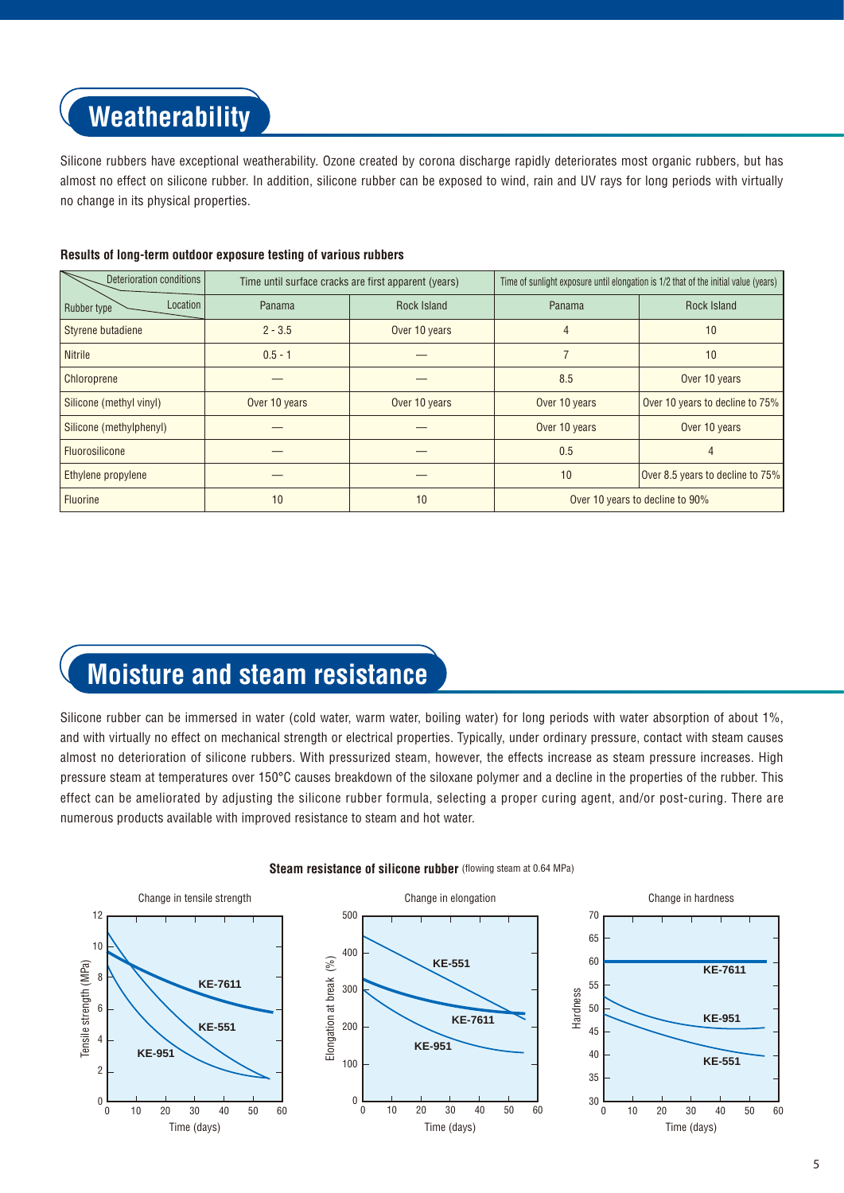# Weatherability

Silicone rubbers have exceptional weatherability. Ozone created by corona discharge rapidly deteriorates most organic rubbers, but has almost no effect on silicone rubber. In addition, silicone rubber can be exposed to wind, rain and UV rays for long periods with virtually no change in its physical properties.

**Results of long-term outdoor exposure testing of various rubbers**

| Deterioration conditions / Rubber type \ Location | Time until surface cracks are first apparent (years) | | Time of sunlight exposure until elongation is 1/2 that of the initial value (years) | |
|---|---|---|---|---|
| | Panama | Rock Island | Panama | Rock Island |
| Styrene butadiene | 2 - 3.5 | Over 10 years | 4 | 10 |
| Nitrile | 0.5 - 1 | — | 7 | 10 |
| Chloroprene | — | — | 8.5 | Over 10 years |
| Silicone (methyl vinyl) | Over 10 years | Over 10 years | Over 10 years | Over 10 years to decline to 75% |
| Silicone (methylphenyl) | — | — | Over 10 years | Over 10 years |
| Fluorosilicone | — | — | 0.5 | 4 |
| Ethylene propylene | — | — | 10 | Over 8.5 years to decline to 75% |
| Fluorine | 10 | 10 | Over 10 years to decline to 90% | |

# Moisture and steam resistance

Silicone rubber can be immersed in water (cold water, warm water, boiling water) for long periods with water absorption of about 1%, and with virtually no effect on mechanical strength or electrical properties. Typically, under ordinary pressure, contact with steam causes almost no deterioration of silicone rubbers. With pressurized steam, however, the effects increase as steam pressure increases. High pressure steam at temperatures over 150°C causes breakdown of the siloxane polymer and a decline in the properties of the rubber. This effect can be ameliorated by adjusting the silicone rubber formula, selecting a proper curing agent, and/or post-curing. There are numerous products available with improved resistance to steam and hot water.

**Steam resistance of silicone rubber** (flowing steam at 0.64 MPa)

Change in tensile strength — Tensile strength (MPa) vs. Time (days): KE-7611, KE-551, KE-951

Change in elongation — Elongation at break (%) vs. Time (days): KE-551, KE-7611, KE-951

Change in hardness — Hardness vs. Time (days): KE-7611, KE-951, KE-551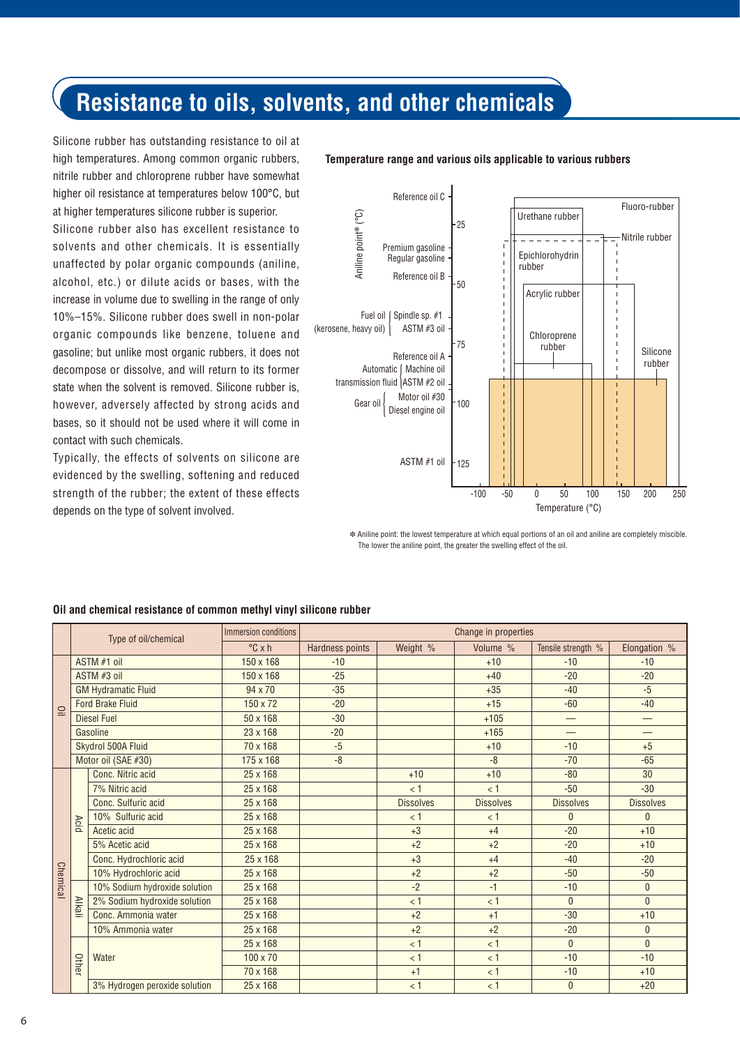# Resistance to oils, solvents, and other chemicals

Silicone rubber has outstanding resistance to oil at high temperatures. Among common organic rubbers, nitrile rubber and chloroprene rubber have somewhat higher oil resistance at temperatures below 100°C, but at higher temperatures silicone rubber is superior.

Silicone rubber also has excellent resistance to solvents and other chemicals. It is essentially unaffected by polar organic compounds (aniline, alcohol, etc.) or dilute acids or bases, with the increase in volume due to swelling in the range of only 10%–15%. Silicone rubber does swell in non-polar organic compounds like benzene, toluene and gasoline; but unlike most organic rubbers, it does not decompose or dissolve, and will return to its former state when the solvent is removed. Silicone rubber is, however, adversely affected by strong acids and bases, so it should not be used where it will come in contact with such chemicals.

Typically, the effects of solvents on silicone are evidenced by the swelling, softening and reduced strength of the rubber; the extent of these effects depends on the type of solvent involved.

**Temperature range and various oils applicable to various rubbers**

*Chart: Aniline point* (°C) (vertical axis, 25 to 125) versus Temperature (°C) (horizontal axis, -100 to 250). Oils along the vertical axis: Reference oil C; Premium gasoline; Regular gasoline; Reference oil B; Fuel oil (kerosene, heavy oil): Spindle sp. #1, ASTM #3 oil; Reference oil A; Automatic transmission fluid: Machine oil, ASTM #2 oil; Gear oil: Motor oil #30, Diesel engine oil; ASTM #1 oil. Rubbers shown: Urethane rubber, Fluoro-rubber, Nitrile rubber, Epichlorohydrin rubber, Acrylic rubber, Chloroprene rubber, Silicone rubber.*

\* Aniline point: the lowest temperature at which equal portions of an oil and aniline are completely miscible. The lower the aniline point, the greater the swelling effect of the oil.

**Oil and chemical resistance of common methyl vinyl silicone rubber**

| | | Type of oil/chemical | Immersion conditions °C x h | Hardness points | Weight % | Volume % | Tensile strength % | Elongation % |
|---|---|---|---|---|---|---|---|---|
| Oil | | ASTM #1 oil | 150 x 168 | -10 | | +10 | -10 | -10 |
| Oil | | ASTM #3 oil | 150 x 168 | -25 | | +40 | -20 | -20 |
| Oil | | GM Hydramatic Fluid | 94 x 70 | -35 | | +35 | -40 | -5 |
| Oil | | Ford Brake Fluid | 150 x 72 | -20 | | +15 | -60 | -40 |
| Oil | | Diesel Fuel | 50 x 168 | -30 | | +105 | — | — |
| Oil | | Gasoline | 23 x 168 | -20 | | +165 | — | — |
| Oil | | Skydrol 500A Fluid | 70 x 168 | -5 | | +10 | -10 | +5 |
| Oil | | Motor oil (SAE #30) | 175 x 168 | -8 | | -8 | -70 | -65 |
| Chemical | Acid | Conc. Nitric acid | 25 x 168 | | +10 | +10 | -80 | 30 |
| Chemical | Acid | 7% Nitric acid | 25 x 168 | | < 1 | < 1 | -50 | -30 |
| Chemical | Acid | Conc. Sulfuric acid | 25 x 168 | | Dissolves | Dissolves | Dissolves | Dissolves |
| Chemical | Acid | 10% Sulfuric acid | 25 x 168 | | < 1 | < 1 | 0 | 0 |
| Chemical | Acid | Acetic acid | 25 x 168 | | +3 | +4 | -20 | +10 |
| Chemical | Acid | 5% Acetic acid | 25 x 168 | | +2 | +2 | -20 | +10 |
| Chemical | Acid | Conc. Hydrochloric acid | 25 x 168 | | +3 | +4 | -40 | -20 |
| Chemical | Acid | 10% Hydrochloric acid | 25 x 168 | | +2 | +2 | -50 | -50 |
| Chemical | Alkali | 10% Sodium hydroxide solution | 25 x 168 | | -2 | -1 | -10 | 0 |
| Chemical | Alkali | 2% Sodium hydroxide solution | 25 x 168 | | < 1 | < 1 | 0 | 0 |
| Chemical | Alkali | Conc. Ammonia water | 25 x 168 | | +2 | +1 | -30 | +10 |
| Chemical | Alkali | 10% Ammonia water | 25 x 168 | | +2 | +2 | -20 | 0 |
| Chemical | Other | Water | 25 x 168 | | < 1 | < 1 | 0 | 0 |
| Chemical | Other | Water | 100 x 70 | | < 1 | < 1 | -10 | -10 |
| Chemical | Other | Water | 70 x 168 | | +1 | < 1 | -10 | +10 |
| Chemical | Other | 3% Hydrogen peroxide solution | 25 x 168 | | < 1 | < 1 | 0 | +20 |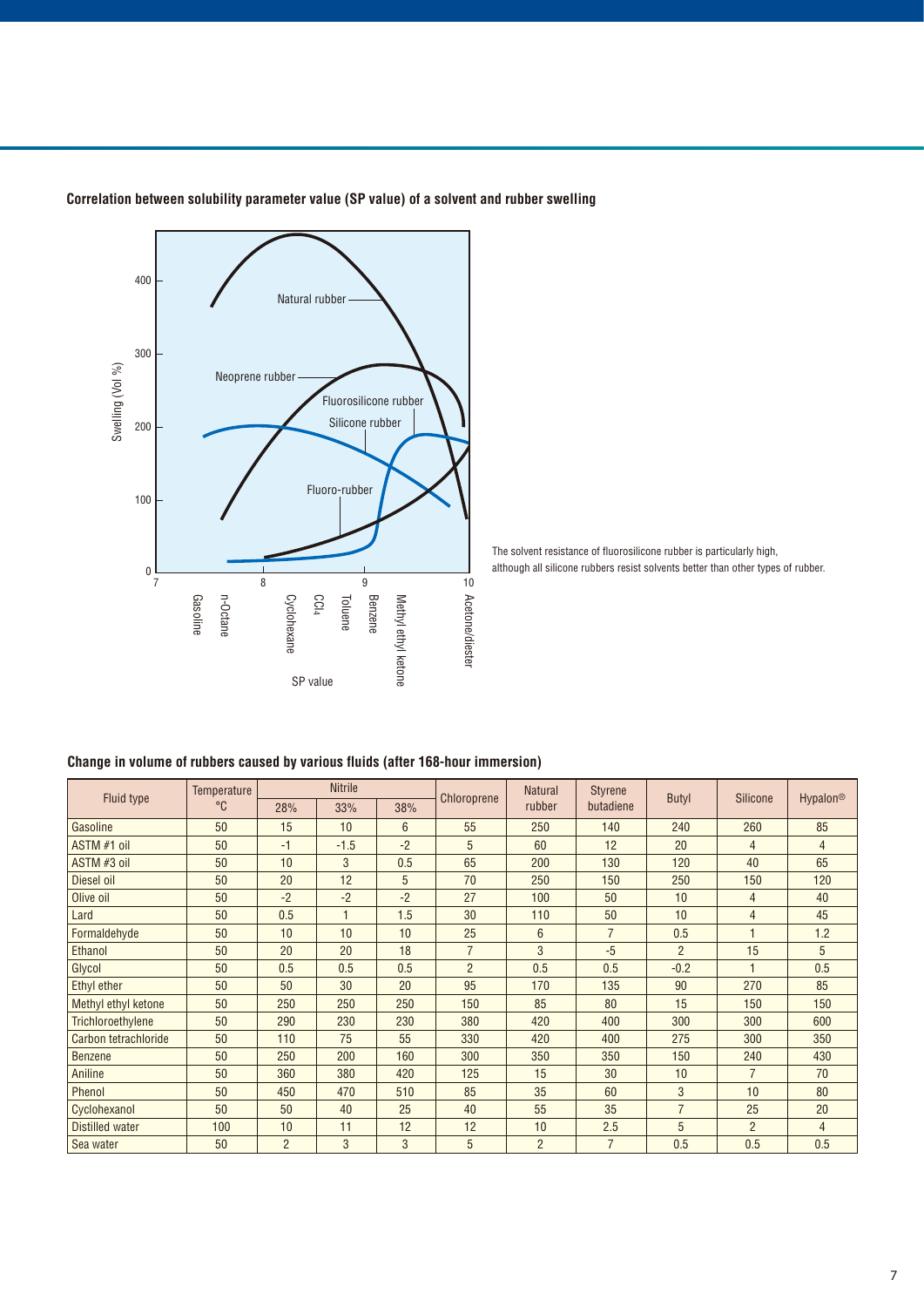**Correlation between solubility parameter value (SP value) of a solvent and rubber swelling**

The solvent resistance of fluorosilicone rubber is particularly high, although all silicone rubbers resist solvents better than other types of rubber.

**Change in volume of rubbers caused by various fluids (after 168-hour immersion)**

| Fluid type | Temperature °C | Nitrile | | | Chloroprene | Natural rubber | Styrene butadiene | Butyl | Silicone | Hypalon® |
|---|---|---|---|---|---|---|---|---|---|---|
| | | 28% | 33% | 38% | | | | | | |
| Gasoline | 50 | 15 | 10 | 6 | 55 | 250 | 140 | 240 | 260 | 85 |
| ASTM #1 oil | 50 | -1 | -1.5 | -2 | 5 | 60 | 12 | 20 | 4 | 4 |
| ASTM #3 oil | 50 | 10 | 3 | 0.5 | 65 | 200 | 130 | 120 | 40 | 65 |
| Diesel oil | 50 | 20 | 12 | 5 | 70 | 250 | 150 | 250 | 150 | 120 |
| Olive oil | 50 | -2 | -2 | -2 | 27 | 100 | 50 | 10 | 4 | 40 |
| Lard | 50 | 0.5 | 1 | 1.5 | 30 | 110 | 50 | 10 | 4 | 45 |
| Formaldehyde | 50 | 10 | 10 | 10 | 25 | 6 | 7 | 0.5 | 1 | 1.2 |
| Ethanol | 50 | 20 | 20 | 18 | 7 | 3 | -5 | 2 | 15 | 5 |
| Glycol | 50 | 0.5 | 0.5 | 0.5 | 2 | 0.5 | 0.5 | -0.2 | 1 | 0.5 |
| Ethyl ether | 50 | 50 | 30 | 20 | 95 | 170 | 135 | 90 | 270 | 85 |
| Methyl ethyl ketone | 50 | 250 | 250 | 250 | 150 | 85 | 80 | 15 | 150 | 150 |
| Trichloroethylene | 50 | 290 | 230 | 230 | 380 | 420 | 400 | 300 | 300 | 600 |
| Carbon tetrachloride | 50 | 110 | 75 | 55 | 330 | 420 | 400 | 275 | 300 | 350 |
| Benzene | 50 | 250 | 200 | 160 | 300 | 350 | 350 | 150 | 240 | 430 |
| Aniline | 50 | 360 | 380 | 420 | 125 | 15 | 30 | 10 | 7 | 70 |
| Phenol | 50 | 450 | 470 | 510 | 85 | 35 | 60 | 3 | 10 | 80 |
| Cyclohexanol | 50 | 50 | 40 | 25 | 40 | 55 | 35 | 7 | 25 | 20 |
| Distilled water | 100 | 10 | 11 | 12 | 12 | 10 | 2.5 | 5 | 2 | 4 |
| Sea water | 50 | 2 | 3 | 3 | 5 | 2 | 7 | 0.5 | 0.5 | 0.5 |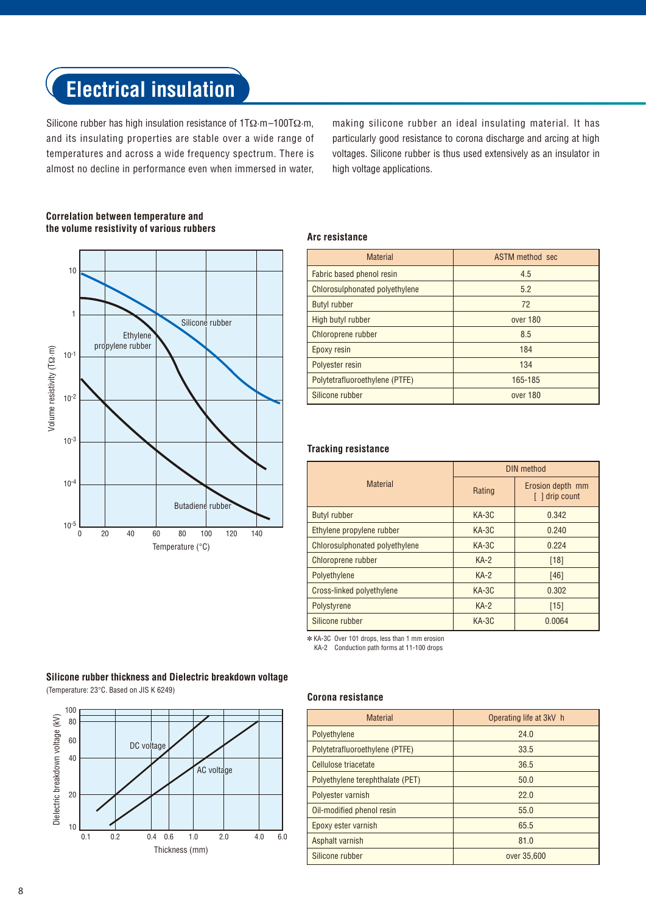# Electrical insulation

Silicone rubber has high insulation resistance of 1TΩ·m–100TΩ·m, and its insulating properties are stable over a wide range of temperatures and across a wide frequency spectrum. There is almost no decline in performance even when immersed in water, making silicone rubber an ideal insulating material. It has particularly good resistance to corona discharge and arcing at high voltages. Silicone rubber is thus used extensively as an insulator in high voltage applications.

### Correlation between temperature and the volume resistivity of various rubbers

### Arc resistance

| Material | ASTM method sec |
|---|---|
| Fabric based phenol resin | 4.5 |
| Chlorosulphonated polyethylene | 5.2 |
| Butyl rubber | 72 |
| High butyl rubber | over 180 |
| Chloroprene rubber | 8.5 |
| Epoxy resin | 184 |
| Polyester resin | 134 |
| Polytetrafluoroethylene (PTFE) | 165-185 |
| Silicone rubber | over 180 |

### Tracking resistance

| Material | DIN method | |
|---|---|---|
| | Rating | Erosion depth mm [ ] drip count |
| Butyl rubber | KA-3C | 0.342 |
| Ethylene propylene rubber | KA-3C | 0.240 |
| Chlorosulphonated polyethylene | KA-3C | 0.224 |
| Chloroprene rubber | KA-2 | [18] |
| Polyethylene | KA-2 | [46] |
| Cross-linked polyethylene | KA-3C | 0.302 |
| Polystyrene | KA-2 | [15] |
| Silicone rubber | KA-3C | 0.0064 |

* KA-3C Over 101 drops, less than 1 mm erosion
KA-2 Conduction path forms at 11-100 drops

### Silicone rubber thickness and Dielectric breakdown voltage

(Temperature: 23°C. Based on JIS K 6249)

### Corona resistance

| Material | Operating life at 3kV h |
|---|---|
| Polyethylene | 24.0 |
| Polytetrafluoroethylene (PTFE) | 33.5 |
| Cellulose triacetate | 36.5 |
| Polyethylene terephthalate (PET) | 50.0 |
| Polyester varnish | 22.0 |
| Oil-modified phenol resin | 55.0 |
| Epoxy ester varnish | 65.5 |
| Asphalt varnish | 81.0 |
| Silicone rubber | over 35,600 |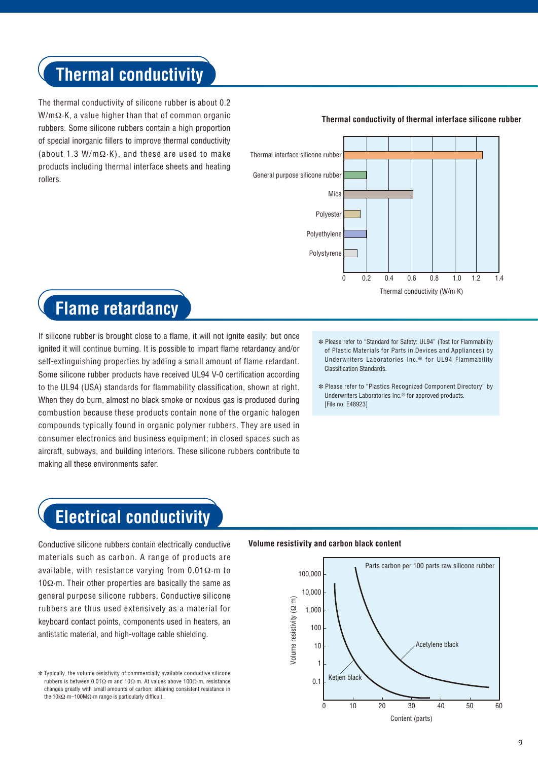## Thermal conductivity

The thermal conductivity of silicone rubber is about 0.2 W/mΩ·K, a value higher than that of common organic rubbers. Some silicone rubbers contain a high proportion of special inorganic fillers to improve thermal conductivity (about 1.3 W/mΩ·K), and these are used to make products including thermal interface sheets and heating rollers.

**Thermal conductivity of thermal interface silicone rubber**

| Material | Thermal conductivity (W/m·K) |
| --- | --- |
| Thermal interface silicone rubber | ~1.25 |
| General purpose silicone rubber | ~0.2 |
| Mica | ~0.6 |
| Polyester | ~0.15 |
| Polyethylene | ~0.2 |
| Polystyrene | ~0.12 |

## Flame retardancy

If silicone rubber is brought close to a flame, it will not ignite easily; but once ignited it will continue burning. It is possible to impart flame retardancy and/or self-extinguishing properties by adding a small amount of flame retardant. Some silicone rubber products have received UL94 V-0 certification according to the UL94 (USA) standards for flammability classification, shown at right. When they do burn, almost no black smoke or noxious gas is produced during combustion because these products contain none of the organic halogen compounds typically found in organic polymer rubbers. They are used in consumer electronics and business equipment; in closed spaces such as aircraft, subways, and building interiors. These silicone rubbers contribute to making all these environments safer.

✻ Please refer to "Standard for Safety: UL94" (Test for Flammability of Plastic Materials for Parts in Devices and Appliances) by Underwriters Laboratories Inc.® for UL94 Flammability Classification Standards.

✻ Please refer to "Plastics Recognized Component Directory" by Underwriters Laboratories Inc.® for approved products. [File no. E48923]

## Electrical conductivity

Conductive silicone rubbers contain electrically conductive materials such as carbon. A range of products are available, with resistance varying from 0.01Ω·m to 10Ω·m. Their other properties are basically the same as general purpose silicone rubbers. Conductive silicone rubbers are thus used extensively as a material for keyboard contact points, components used in heaters, an antistatic material, and high-voltage cable shielding.

✻ Typically, the volume resistivity of commercially available conductive silicone rubbers is between 0.01Ω·m and 10Ω·m. At values above 100Ω·m, resistance changes greatly with small amounts of carbon; attaining consistent resistance in the 10kΩ·m–100MΩ·m range is particularly difficult.

**Volume resistivity and carbon black content**

(Graph: Volume resistivity (Ω·m), 0.1 to 100,000, vs. Content (parts), 0 to 60; Parts carbon per 100 parts raw silicone rubber; curves: Ketjen black, Acetylene black)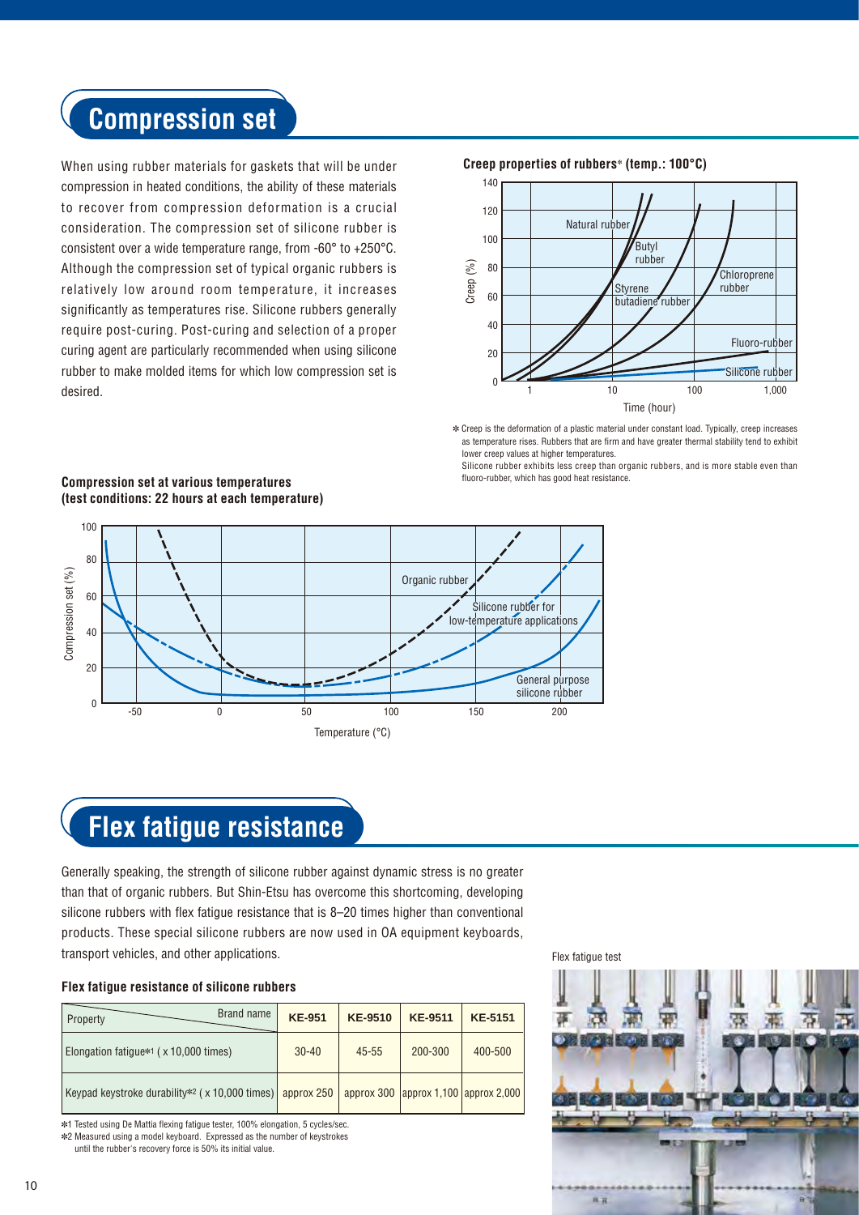## Compression set

When using rubber materials for gaskets that will be under compression in heated conditions, the ability of these materials to recover from compression deformation is a crucial consideration. The compression set of silicone rubber is consistent over a wide temperature range, from -60° to +250°C. Although the compression set of typical organic rubbers is relatively low around room temperature, it increases significantly as temperatures rise. Silicone rubbers generally require post-curing. Post-curing and selection of a proper curing agent are particularly recommended when using silicone rubber to make molded items for which low compression set is desired.

**Creep properties of rubbers* (temp.: 100°C)**

* Creep is the deformation of a plastic material under constant load. Typically, creep increases as temperature rises. Rubbers that are firm and have greater thermal stability tend to exhibit lower creep values at higher temperatures.
Silicone rubber exhibits less creep than organic rubbers, and is more stable even than fluoro-rubber, which has good heat resistance.

**Compression set at various temperatures (test conditions: 22 hours at each temperature)**

## Flex fatigue resistance

Generally speaking, the strength of silicone rubber against dynamic stress is no greater than that of organic rubbers. But Shin-Etsu has overcome this shortcoming, developing silicone rubbers with flex fatigue resistance that is 8–20 times higher than conventional products. These special silicone rubbers are now used in OA equipment keyboards, transport vehicles, and other applications.

**Flex fatigue resistance of silicone rubbers**

| Property / Brand name | KE-951 | KE-9510 | KE-9511 | KE-5151 |
|---|---|---|---|---|
| Elongation fatigue*1 ( x 10,000 times) | 30-40 | 45-55 | 200-300 | 400-500 |
| Keypad keystroke durability*2 ( x 10,000 times) | approx 250 | approx 300 | approx 1,100 | approx 2,000 |

*1 Tested using De Mattia flexing fatigue tester, 100% elongation, 5 cycles/sec.
*2 Measured using a model keyboard. Expressed as the number of keystrokes until the rubber's recovery force is 50% its initial value.

Flex fatigue test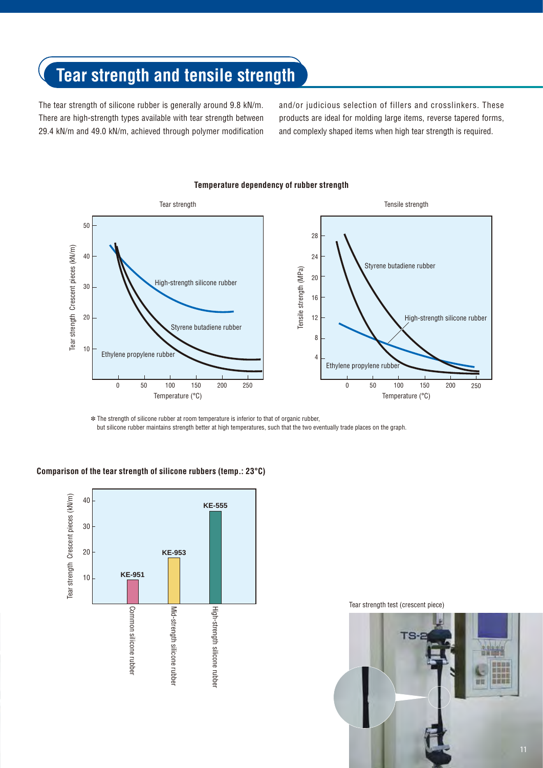## Tear strength and tensile strength

The tear strength of silicone rubber is generally around 9.8 kN/m. There are high-strength types available with tear strength between 29.4 kN/m and 49.0 kN/m, achieved through polymer modification and/or judicious selection of fillers and crosslinkers. These products are ideal for molding large items, reverse tapered forms, and complexly shaped items when high tear strength is required.

**Temperature dependency of rubber strength**

Tear strength

Tensile strength

✻ The strength of silicone rubber at room temperature is inferior to that of organic rubber, but silicone rubber maintains strength better at high temperatures, such that the two eventually trade places on the graph.

**Comparison of the tear strength of silicone rubbers (temp.: 23°C)**

Tear strength test (crescent piece)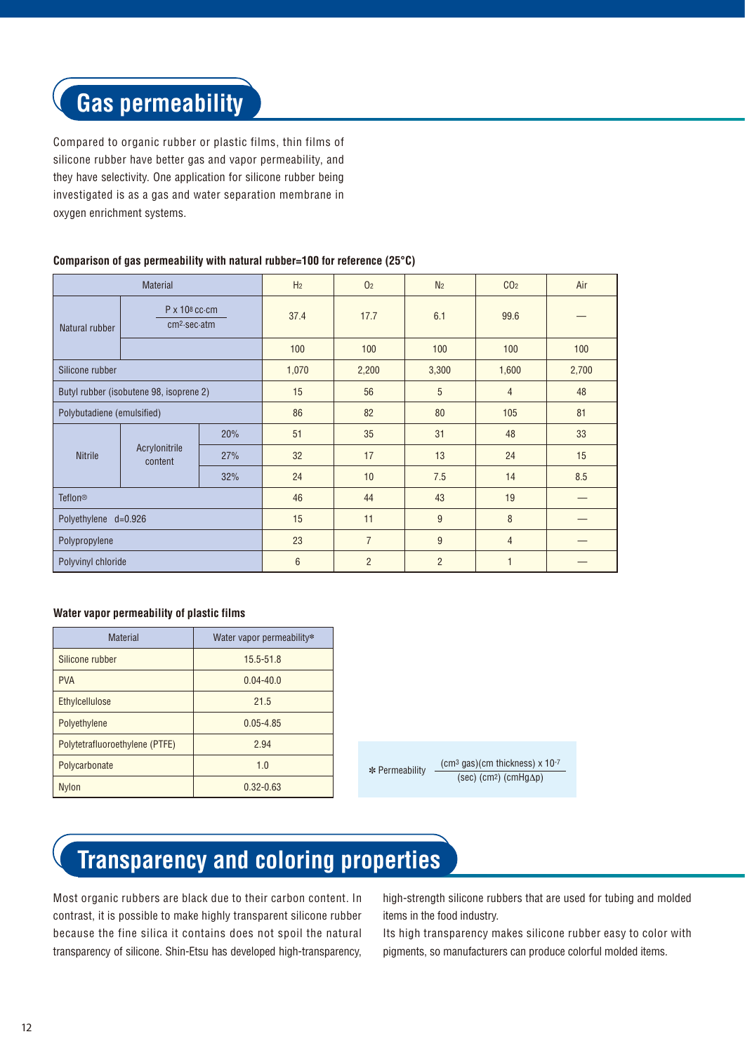## Gas permeability

Compared to organic rubber or plastic films, thin films of silicone rubber have better gas and vapor permeability, and they have selectivity. One application for silicone rubber being investigated is as a gas and water separation membrane in oxygen enrichment systems.

**Comparison of gas permeability with natural rubber=100 for reference (25°C)**

| Material | | | $H_2$ | $O_2$ | $N_2$ | $CO_2$ | Air |
|---|---|---|---|---|---|---|---|
| Natural rubber | $\frac{P \times 10^{8}\ cc \cdot cm}{cm^2 \cdot sec \cdot atm}$ | | 37.4 | 17.7 | 6.1 | 99.6 | — |
| | | | 100 | 100 | 100 | 100 | 100 |
| Silicone rubber | | | 1,070 | 2,200 | 3,300 | 1,600 | 2,700 |
| Butyl rubber (isobutene 98, isoprene 2) | | | 15 | 56 | 5 | 4 | 48 |
| Polybutadiene (emulsified) | | | 86 | 82 | 80 | 105 | 81 |
| Nitrile | Acrylonitrile content | 20% | 51 | 35 | 31 | 48 | 33 |
| | | 27% | 32 | 17 | 13 | 24 | 15 |
| | | 32% | 24 | 10 | 7.5 | 14 | 8.5 |
| Teflon® | | | 46 | 44 | 43 | 19 | — |
| Polyethylene d=0.926 | | | 15 | 11 | 9 | 8 | — |
| Polypropylene | | | 23 | 7 | 9 | 4 | — |
| Polyvinyl chloride | | | 6 | 2 | 2 | 1 | — |

**Water vapor permeability of plastic films**

| Material | Water vapor permeability* |
|---|---|
| Silicone rubber | 15.5-51.8 |
| PVA | 0.04-40.0 |
| Ethylcellulose | 21.5 |
| Polyethylene | 0.05-4.85 |
| Polytetrafluoroethylene (PTFE) | 2.94 |
| Polycarbonate | 1.0 |
| Nylon | 0.32-0.63 |

* Permeability $\dfrac{(cm^3\ gas)(cm\ thickness) \times 10^{-7}}{(sec)\ (cm^2)\ (cmHg\Delta p)}$

## Transparency and coloring properties

Most organic rubbers are black due to their carbon content. In contrast, it is possible to make highly transparent silicone rubber because the fine silica it contains does not spoil the natural transparency of silicone. Shin-Etsu has developed high-transparency, high-strength silicone rubbers that are used for tubing and molded items in the food industry.

Its high transparency makes silicone rubber easy to color with pigments, so manufacturers can produce colorful molded items.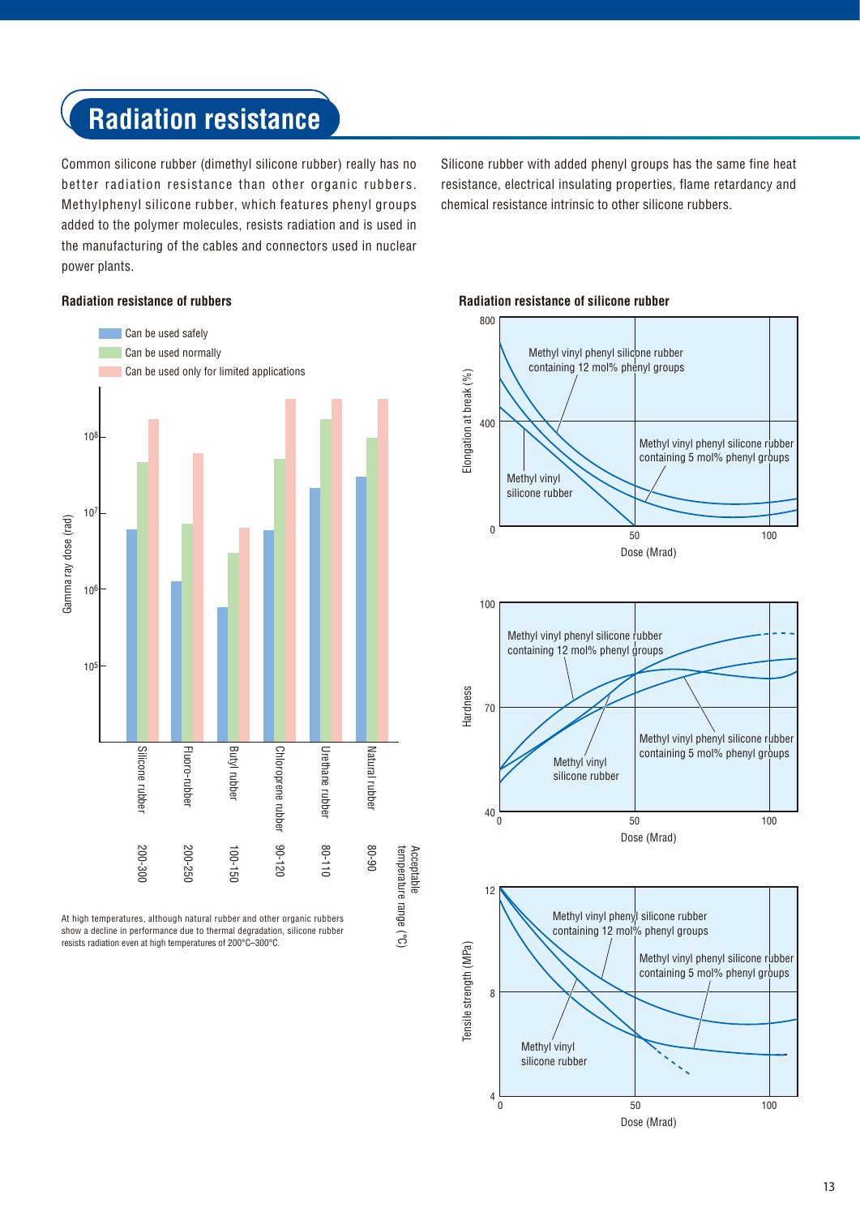# Radiation resistance

Common silicone rubber (dimethyl silicone rubber) really has no better radiation resistance than other organic rubbers. Methylphenyl silicone rubber, which features phenyl groups added to the polymer molecules, resists radiation and is used in the manufacturing of the cables and connectors used in nuclear power plants.

Silicone rubber with added phenyl groups has the same fine heat resistance, electrical insulating properties, flame retardancy and chemical resistance intrinsic to other silicone rubbers.

### Radiation resistance of rubbers

Legend: Can be used safely / Can be used normally / Can be used only for limited applications

Gamma ray dose (rad): $10^5$, $10^6$, $10^7$, $10^8$

| Rubber | Acceptable temperature range (°C) |
| --- | --- |
| Silicone rubber | 200-300 |
| Fluoro-rubber | 200-250 |
| Butyl rubber | 100-150 |
| Chloroprene rubber | 90-120 |
| Urethane rubber | 80-110 |
| Natural rubber | 80-90 |

At high temperatures, although natural rubber and other organic rubbers show a decline in performance due to thermal degradation, silicone rubber resists radiation even at high temperatures of 200°C–300°C.

### Radiation resistance of silicone rubber

Elongation at break (%) vs. Dose (Mrad): Methyl vinyl phenyl silicone rubber containing 12 mol% phenyl groups; Methyl vinyl phenyl silicone rubber containing 5 mol% phenyl groups; Methyl vinyl silicone rubber

Hardness vs. Dose (Mrad): Methyl vinyl phenyl silicone rubber containing 12 mol% phenyl groups; Methyl vinyl phenyl silicone rubber containing 5 mol% phenyl groups; Methyl vinyl silicone rubber

Tensile strength (MPa) vs. Dose (Mrad): Methyl vinyl phenyl silicone rubber containing 12 mol% phenyl groups; Methyl vinyl phenyl silicone rubber containing 5 mol% phenyl groups; Methyl vinyl silicone rubber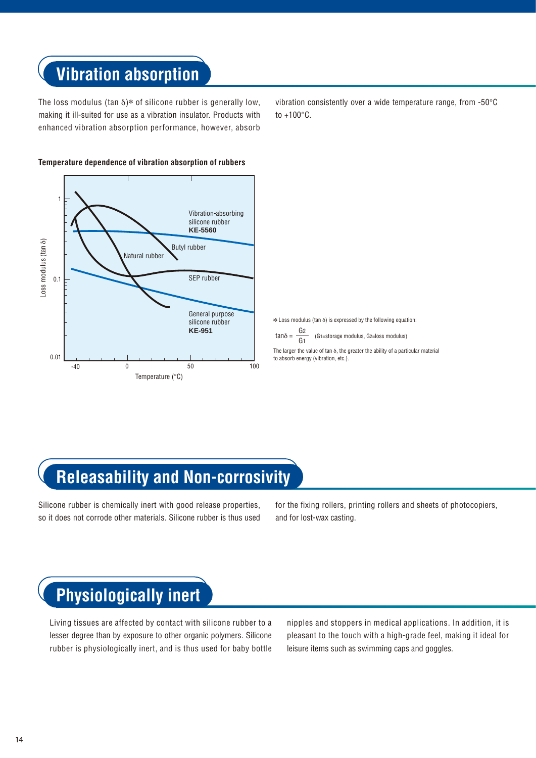## Vibration absorption

The loss modulus (tan δ)* of silicone rubber is generally low, making it ill-suited for use as a vibration insulator. Products with enhanced vibration absorption performance, however, absorb vibration consistently over a wide temperature range, from -50°C to +100°C.

**Temperature dependence of vibration absorption of rubbers**

* Loss modulus (tan δ) is expressed by the following equation:

$$\tan\delta = \frac{G_2}{G_1}$$ ($G_1$=storage modulus, $G_2$=loss modulus)

The larger the value of tan δ, the greater the ability of a particular material to absorb energy (vibration, etc.).

## Releasability and Non-corrosivity

Silicone rubber is chemically inert with good release properties, so it does not corrode other materials. Silicone rubber is thus used for the fixing rollers, printing rollers and sheets of photocopiers, and for lost-wax casting.

## Physiologically inert

Living tissues are affected by contact with silicone rubber to a lesser degree than by exposure to other organic polymers. Silicone rubber is physiologically inert, and is thus used for baby bottle nipples and stoppers in medical applications. In addition, it is pleasant to the touch with a high-grade feel, making it ideal for leisure items such as swimming caps and goggles.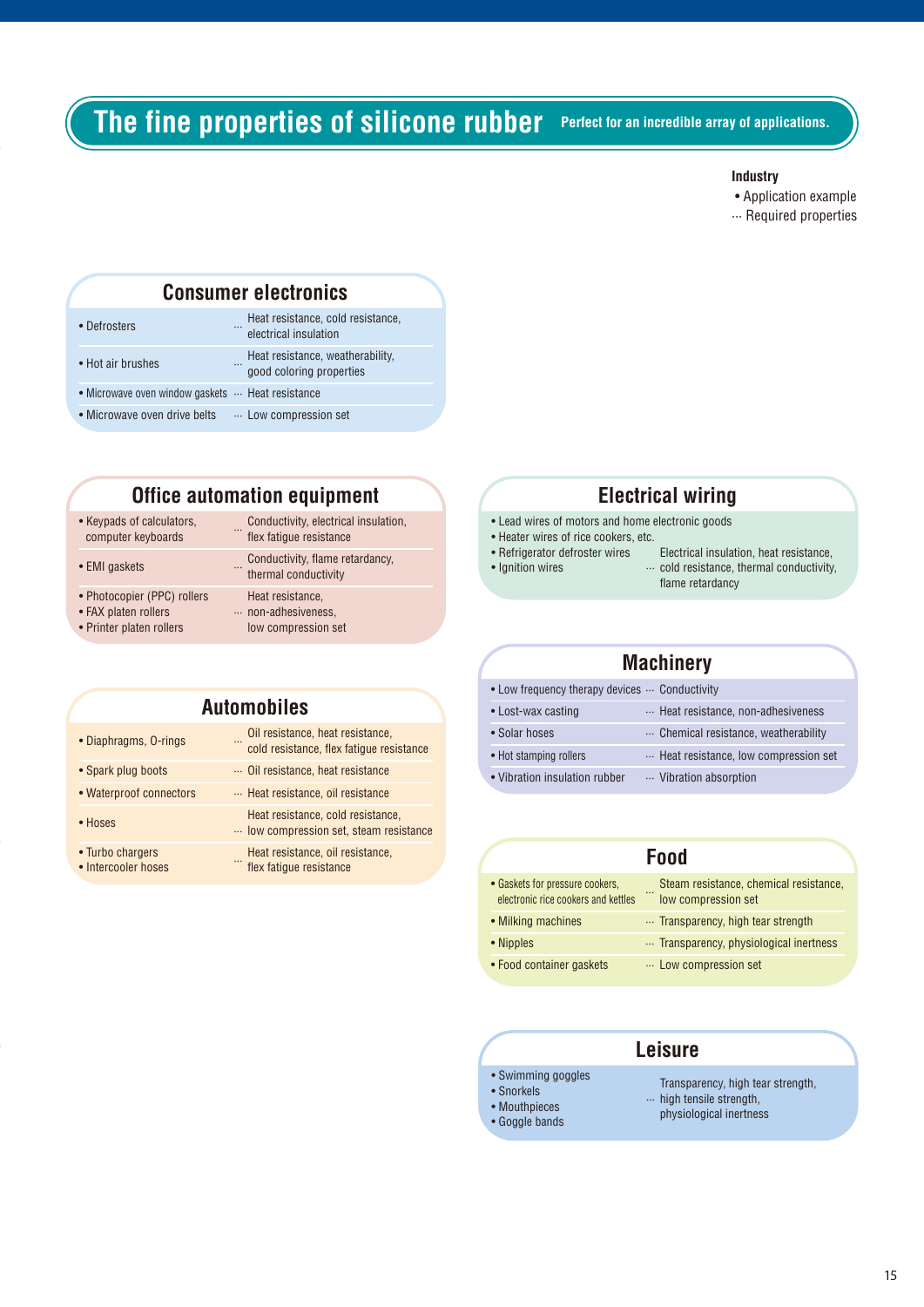# The fine properties of silicone rubber

**Perfect for an incredible array of applications.**

**Industry**
- Application example
- ··· Required properties

## Consumer electronics

| Application example | Required properties |
|---|---|
| • Defrosters | Heat resistance, cold resistance, electrical insulation |
| • Hot air brushes | Heat resistance, weatherability, good coloring properties |
| • Microwave oven window gaskets | Heat resistance |
| • Microwave oven drive belts | Low compression set |

## Office automation equipment

| Application example | Required properties |
|---|---|
| • Keypads of calculators, computer keyboards | Conductivity, electrical insulation, flex fatigue resistance |
| • EMI gaskets | Conductivity, flame retardancy, thermal conductivity |
| • Photocopier (PPC) rollers<br>• FAX platen rollers<br>• Printer platen rollers | Heat resistance, non-adhesiveness, low compression set |

## Automobiles

| Application example | Required properties |
|---|---|
| • Diaphragms, O-rings | Oil resistance, heat resistance, cold resistance, flex fatigue resistance |
| • Spark plug boots | Oil resistance, heat resistance |
| • Waterproof connectors | Heat resistance, oil resistance |
| • Hoses | Heat resistance, cold resistance, low compression set, steam resistance |
| • Turbo chargers<br>• Intercooler hoses | Heat resistance, oil resistance, flex fatigue resistance |

## Electrical wiring

| Application example | Required properties |
|---|---|
| • Lead wires of motors and home electronic goods<br>• Heater wires of rice cookers, etc.<br>• Refrigerator defroster wires<br>• Ignition wires | Electrical insulation, heat resistance, cold resistance, thermal conductivity, flame retardancy |

## Machinery

| Application example | Required properties |
|---|---|
| • Low frequency therapy devices | Conductivity |
| • Lost-wax casting | Heat resistance, non-adhesiveness |
| • Solar hoses | Chemical resistance, weatherability |
| • Hot stamping rollers | Heat resistance, low compression set |
| • Vibration insulation rubber | Vibration absorption |

## Food

| Application example | Required properties |
|---|---|
| • Gaskets for pressure cookers, electronic rice cookers and kettles | Steam resistance, chemical resistance, low compression set |
| • Milking machines | Transparency, high tear strength |
| • Nipples | Transparency, physiological inertness |
| • Food container gaskets | Low compression set |

## Leisure

| Application example | Required properties |
|---|---|
| • Swimming goggles<br>• Snorkels<br>• Mouthpieces<br>• Goggle bands | Transparency, high tear strength, high tensile strength, physiological inertness |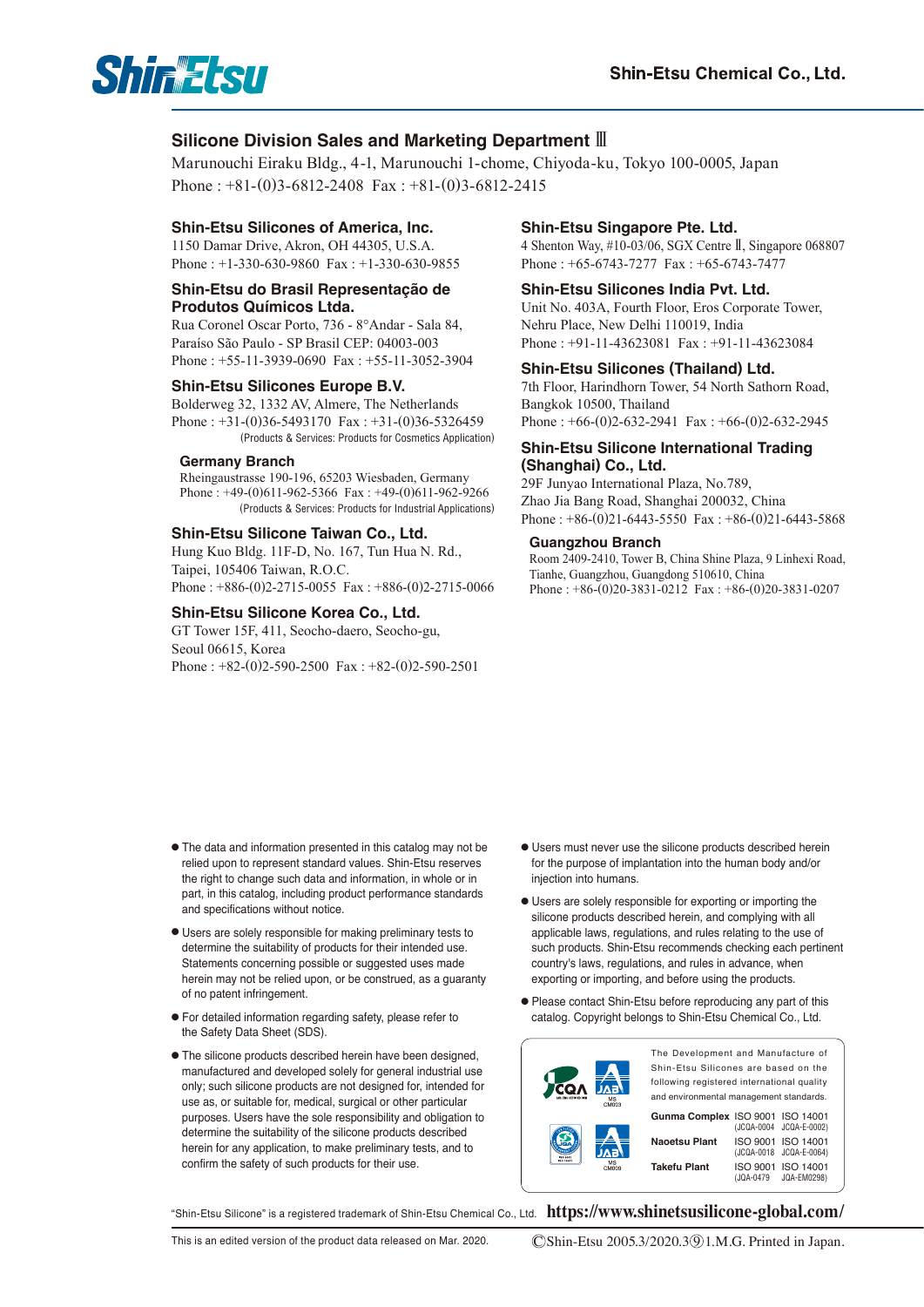Shin-Etsu Chemical Co., Ltd.

## Silicone Division Sales and Marketing Department Ⅲ

Marunouchi Eiraku Bldg., 4-1, Marunouchi 1-chome, Chiyoda-ku, Tokyo 100-0005, Japan
Phone : +81-(0)3-6812-2408 Fax : +81-(0)3-6812-2415

### Shin-Etsu Silicones of America, Inc.

1150 Damar Drive, Akron, OH 44305, U.S.A.
Phone : +1-330-630-9860 Fax : +1-330-630-9855

### Shin-Etsu do Brasil Representação de Produtos Químicos Ltda.

Rua Coronel Oscar Porto, 736 - 8°Andar - Sala 84,
Paraíso São Paulo - SP Brasil CEP: 04003-003
Phone : +55-11-3939-0690 Fax : +55-11-3052-3904

### Shin-Etsu Silicones Europe B.V.

Bolderweg 32, 1332 AV, Almere, The Netherlands
Phone : +31-(0)36-5493170 Fax : +31-(0)36-5326459
(Products & Services: Products for Cosmetics Application)

#### Germany Branch

Rheingaustrasse 190-196, 65203 Wiesbaden, Germany
Phone : +49-(0)611-962-5366 Fax : +49-(0)611-962-9266
(Products & Services: Products for Industrial Applications)

### Shin-Etsu Silicone Taiwan Co., Ltd.

Hung Kuo Bldg. 11F-D, No. 167, Tun Hua N. Rd.,
Taipei, 105406 Taiwan, R.O.C.
Phone : +886-(0)2-2715-0055 Fax : +886-(0)2-2715-0066

### Shin-Etsu Silicone Korea Co., Ltd.

GT Tower 15F, 411, Seocho-daero, Seocho-gu,
Seoul 06615, Korea
Phone : +82-(0)2-590-2500 Fax : +82-(0)2-590-2501

### Shin-Etsu Singapore Pte. Ltd.

4 Shenton Way, #10-03/06, SGX Centre Ⅱ, Singapore 068807
Phone : +65-6743-7277 Fax : +65-6743-7477

### Shin-Etsu Silicones India Pvt. Ltd.

Unit No. 403A, Fourth Floor, Eros Corporate Tower,
Nehru Place, New Delhi 110019, India
Phone : +91-11-43623081 Fax : +91-11-43623084

### Shin-Etsu Silicones (Thailand) Ltd.

7th Floor, Harindhorn Tower, 54 North Sathorn Road,
Bangkok 10500, Thailand
Phone : +66-(0)2-632-2941 Fax : +66-(0)2-632-2945

### Shin-Etsu Silicone International Trading (Shanghai) Co., Ltd.

29F Junyao International Plaza, No.789,
Zhao Jia Bang Road, Shanghai 200032, China
Phone : +86-(0)21-6443-5550 Fax : +86-(0)21-6443-5868

#### Guangzhou Branch

Room 2409-2410, Tower B, China Shine Plaza, 9 Linhexi Road,
Tianhe, Guangzhou, Guangdong 510610, China
Phone : +86-(0)20-3831-0212 Fax : +86-(0)20-3831-0207

- The data and information presented in this catalog may not be relied upon to represent standard values. Shin-Etsu reserves the right to change such data and information, in whole or in part, in this catalog, including product performance standards and specifications without notice.
- Users are solely responsible for making preliminary tests to determine the suitability of products for their intended use. Statements concerning possible or suggested uses made herein may not be relied upon, or be construed, as a guaranty of no patent infringement.
- For detailed information regarding safety, please refer to the Safety Data Sheet (SDS).
- The silicone products described herein have been designed, manufactured and developed solely for general industrial use only; such silicone products are not designed for, intended for use as, or suitable for, medical, surgical or other particular purposes. Users have the sole responsibility and obligation to determine the suitability of the silicone products described herein for any application, to make preliminary tests, and to confirm the safety of such products for their use.
- Users must never use the silicone products described herein for the purpose of implantation into the human body and/or injection into humans.
- Users are solely responsible for exporting or importing the silicone products described herein, and complying with all applicable laws, regulations, and rules relating to the use of such products. Shin-Etsu recommends checking each pertinent country's laws, regulations, and rules in advance, when exporting or importing, and before using the products.
- Please contact Shin-Etsu before reproducing any part of this catalog. Copyright belongs to Shin-Etsu Chemical Co., Ltd.

The Development and Manufacture of Shin-Etsu Silicones are based on the following registered international quality and environmental management standards.

| | | |
|---|---|---|
| Gunma Complex | ISO 9001 (JCQA-0004) | ISO 14001 (JCQA-E-0002) |
| Naoetsu Plant | ISO 9001 (JCQA-0018) | ISO 14001 (JCQA-E-0064) |
| Takefu Plant | ISO 9001 (JQA-0479) | ISO 14001 (JQA-EM0298) |

"Shin-Etsu Silicone" is a registered trademark of Shin-Etsu Chemical Co., Ltd.

https://www.shinetsusilicone-global.com/

This is an edited version of the product data released on Mar. 2020.

©Shin-Etsu 2005.3/2020.3⑨1.M.G. Printed in Japan.